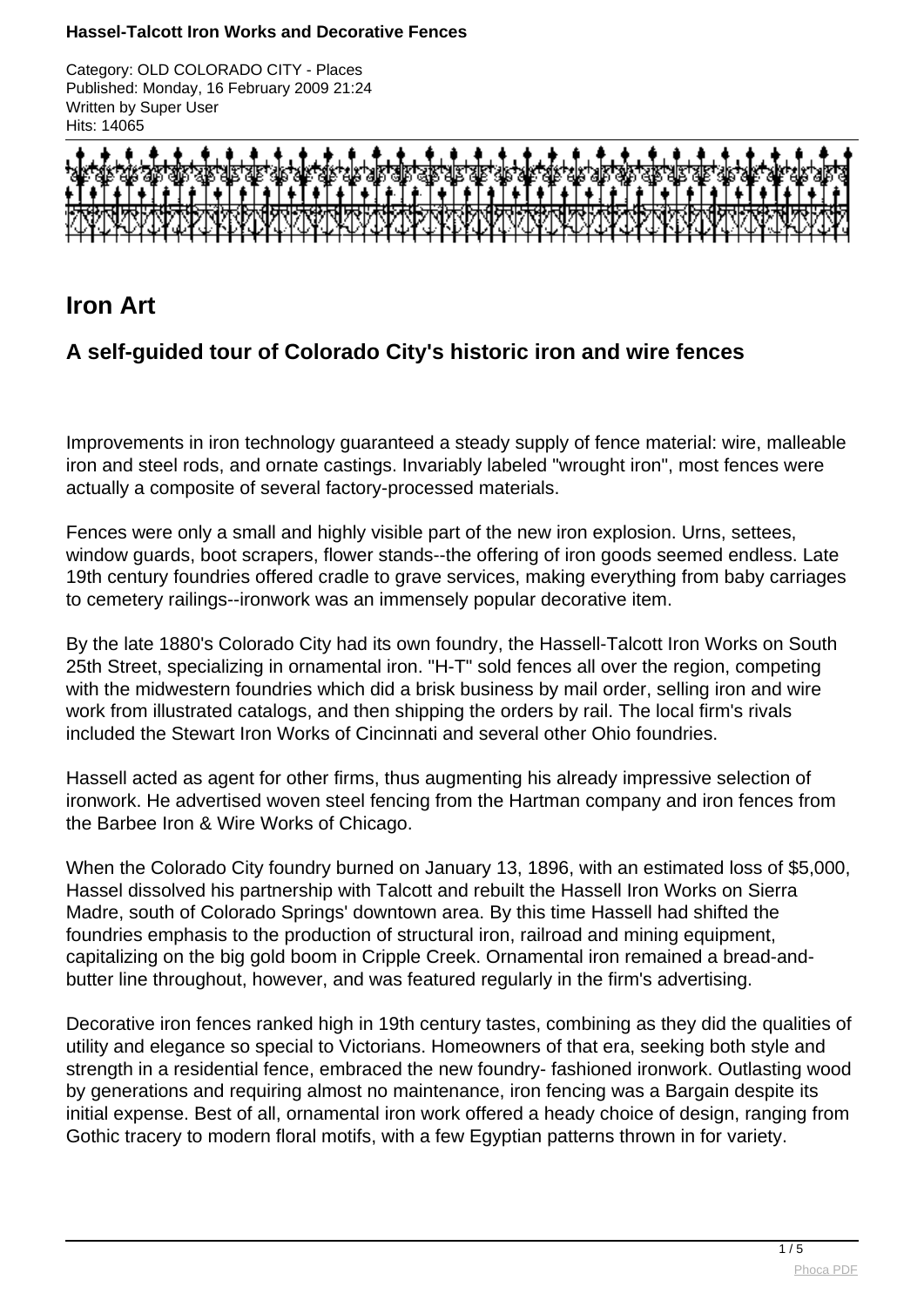# Hassel-Talcott Iron Works and Decorative Fences

Category: OLD COLORADO CITY - Places
Published: Monday, 16 February 2009 21:24
Written by Super User
Hits: 14065

## Iron Art

### A self-guided tour of Colorado City's historic iron and wire fences

Improvements in iron technology guaranteed a steady supply of fence material: wire, malleable iron and steel rods, and ornate castings. Invariably labeled "wrought iron", most fences were actually a composite of several factory-processed materials.

Fences were only a small and highly visible part of the new iron explosion. Urns, settees, window guards, boot scrapers, flower stands--the offering of iron goods seemed endless. Late 19th century foundries offered cradle to grave services, making everything from baby carriages to cemetery railings--ironwork was an immensely popular decorative item.

By the late 1880's Colorado City had its own foundry, the Hassell-Talcott Iron Works on South 25th Street, specializing in ornamental iron. "H-T" sold fences all over the region, competing with the midwestern foundries which did a brisk business by mail order, selling iron and wire work from illustrated catalogs, and then shipping the orders by rail. The local firm's rivals included the Stewart Iron Works of Cincinnati and several other Ohio foundries.

Hassell acted as agent for other firms, thus augmenting his already impressive selection of ironwork. He advertised woven steel fencing from the Hartman company and iron fences from the Barbee Iron & Wire Works of Chicago.

When the Colorado City foundry burned on January 13, 1896, with an estimated loss of $5,000, Hassel dissolved his partnership with Talcott and rebuilt the Hassell Iron Works on Sierra Madre, south of Colorado Springs' downtown area. By this time Hassell had shifted the foundries emphasis to the production of structural iron, railroad and mining equipment, capitalizing on the big gold boom in Cripple Creek. Ornamental iron remained a bread-and-butter line throughout, however, and was featured regularly in the firm's advertising.

Decorative iron fences ranked high in 19th century tastes, combining as they did the qualities of utility and elegance so special to Victorians. Homeowners of that era, seeking both style and strength in a residential fence, embraced the new foundry- fashioned ironwork. Outlasting wood by generations and requiring almost no maintenance, iron fencing was a Bargain despite its initial expense. Best of all, ornamental iron work offered a heady choice of design, ranging from Gothic tracery to modern floral motifs, with a few Egyptian patterns thrown in for variety.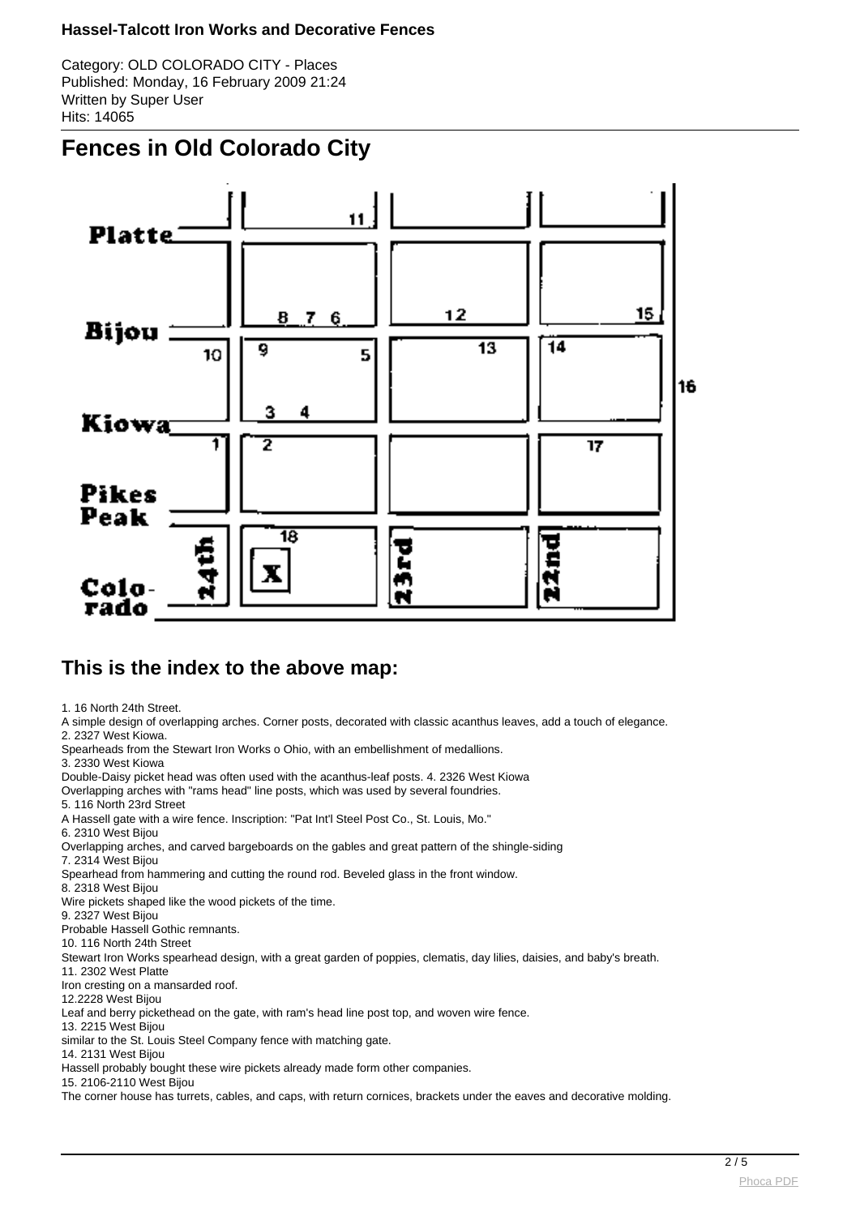# Hassel-Talcott Iron Works and Decorative Fences

Category: OLD COLORADO CITY - Places
Published: Monday, 16 February 2009 21:24
Written by Super User
Hits: 14065

## Fences in Old Colorado City

## This is the index to the above map:

1. 16 North 24th Street.
A simple design of overlapping arches. Corner posts, decorated with classic acanthus leaves, add a touch of elegance.
2. 2327 West Kiowa.
Spearheads from the Stewart Iron Works o Ohio, with an embellishment of medallions.
3. 2330 West Kiowa
Double-Daisy picket head was often used with the acanthus-leaf posts. 4. 2326 West Kiowa
Overlapping arches with "rams head" line posts, which was used by several foundries.
5. 116 North 23rd Street
A Hassell gate with a wire fence. Inscription: "Pat Int'l Steel Post Co., St. Louis, Mo."
6. 2310 West Bijou
Overlapping arches, and carved bargeboards on the gables and great pattern of the shingle-siding
7. 2314 West Bijou
Spearhead from hammering and cutting the round rod. Beveled glass in the front window.
8. 2318 West Bijou
Wire pickets shaped like the wood pickets of the time.
9. 2327 West Bijou
Probable Hassell Gothic remnants.
10. 116 North 24th Street
Stewart Iron Works spearhead design, with a great garden of poppies, clematis, day lilies, daisies, and baby's breath.
11. 2302 West Platte
Iron cresting on a mansarded roof.
12.2228 West Bijou
Leaf and berry pickethead on the gate, with ram's head line post top, and woven wire fence.
13. 2215 West Bijou
similar to the St. Louis Steel Company fence with matching gate.
14. 2131 West Bijou
Hassell probably bought these wire pickets already made form other companies.
15. 2106-2110 West Bijou
The corner house has turrets, cables, and caps, with return cornices, brackets under the eaves and decorative molding.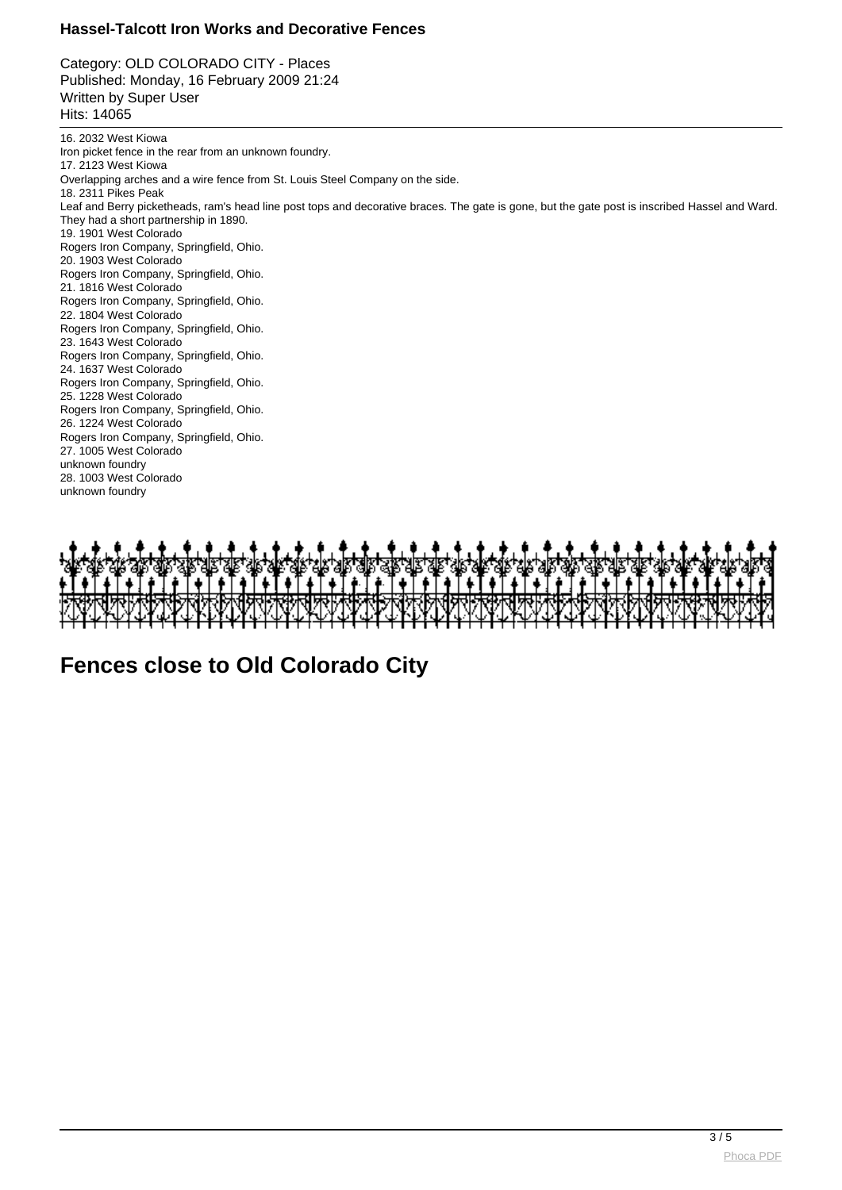16. 2032 West Kiowa
Iron picket fence in the rear from an unknown foundry.
17. 2123 West Kiowa
Overlapping arches and a wire fence from St. Louis Steel Company on the side.
18. 2311 Pikes Peak
Leaf and Berry picketheads, ram's head line post tops and decorative braces. The gate is gone, but the gate post is inscribed Hassel and Ward. They had a short partnership in 1890.
19. 1901 West Colorado
Rogers Iron Company, Springfield, Ohio.
20. 1903 West Colorado
Rogers Iron Company, Springfield, Ohio.
21. 1816 West Colorado
Rogers Iron Company, Springfield, Ohio.
22. 1804 West Colorado
Rogers Iron Company, Springfield, Ohio.
23. 1643 West Colorado
Rogers Iron Company, Springfield, Ohio.
24. 1637 West Colorado
Rogers Iron Company, Springfield, Ohio.
25. 1228 West Colorado
Rogers Iron Company, Springfield, Ohio.
26. 1224 West Colorado
Rogers Iron Company, Springfield, Ohio.
27. 1005 West Colorado
unknown foundry
28. 1003 West Colorado
unknown foundry

## Fences close to Old Colorado City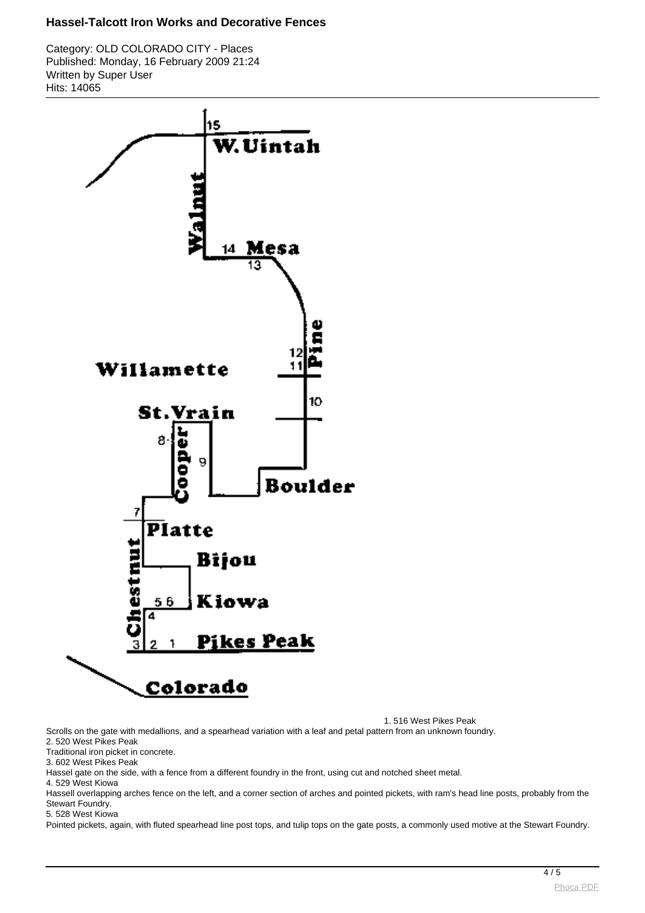## Hassel-Talcott Iron Works and Decorative Fences

Category: OLD COLORADO CITY - Places
Published: Monday, 16 February 2009 21:24
Written by Super User
Hits: 14065

1. 516 West Pikes Peak

Scrolls on the gate with medallions, and a spearhead variation with a leaf and petal pattern from an unknown foundry.

2. 520 West Pikes Peak

Traditional iron picket in concrete.

3. 602 West Pikes Peak

Hassel gate on the side, with a fence from a different foundry in the front, using cut and notched sheet metal.

4. 529 West Kiowa

Hassell overlapping arches fence on the left, and a corner section of arches and pointed pickets, with ram's head line posts, probably from the Stewart Foundry.

5. 528 West Kiowa

Pointed pickets, again, with fluted spearhead line post tops, and tulip tops on the gate posts, a commonly used motive at the Stewart Foundry.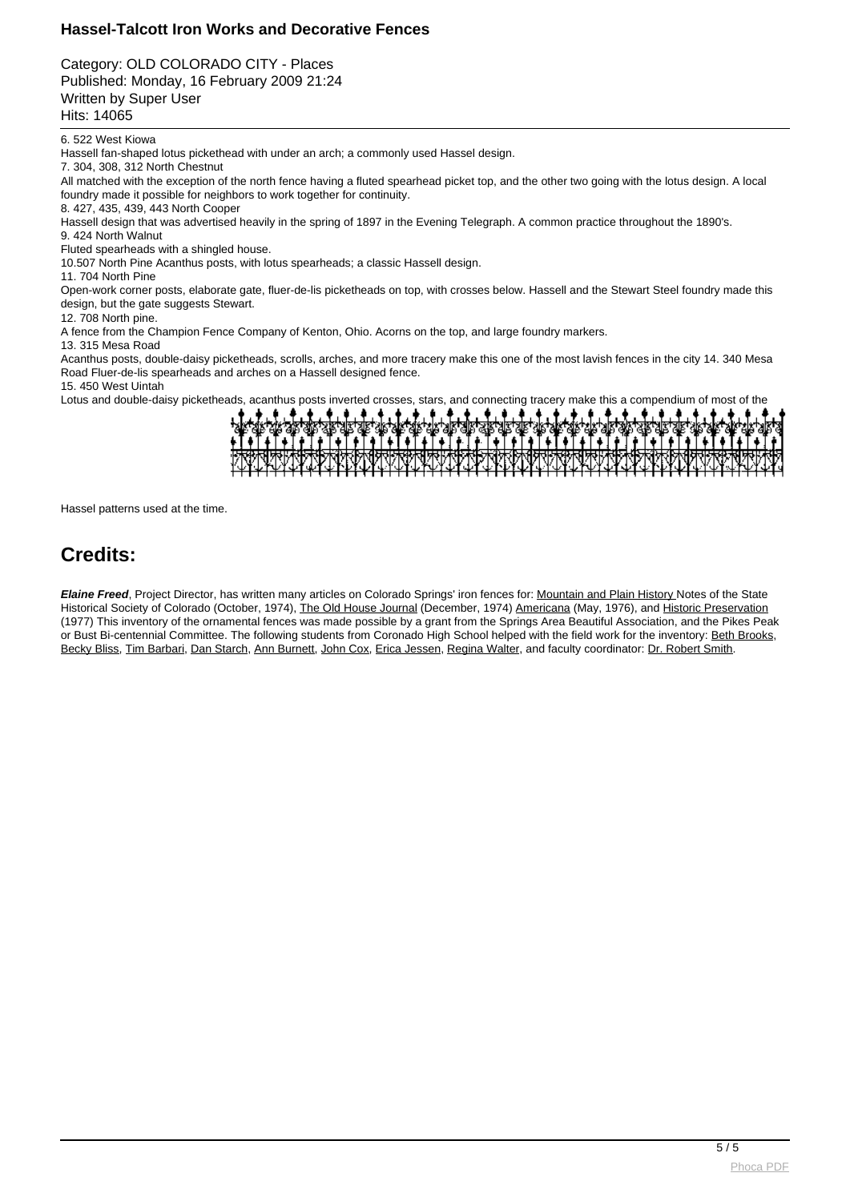6. 522 West Kiowa

Hassell fan-shaped lotus pickethead with under an arch; a commonly used Hassel design.

7. 304, 308, 312 North Chestnut

All matched with the exception of the north fence having a fluted spearhead picket top, and the other two going with the lotus design. A local foundry made it possible for neighbors to work together for continuity.

8. 427, 435, 439, 443 North Cooper

Hassell design that was advertised heavily in the spring of 1897 in the Evening Telegraph. A common practice throughout the 1890's.

9. 424 North Walnut

Fluted spearheads with a shingled house.

10.507 North Pine Acanthus posts, with lotus spearheads; a classic Hassell design.

11. 704 North Pine

Open-work corner posts, elaborate gate, fluer-de-lis picketheads on top, with crosses below. Hassell and the Stewart Steel foundry made this design, but the gate suggests Stewart.

12. 708 North pine.

A fence from the Champion Fence Company of Kenton, Ohio. Acorns on the top, and large foundry markers.

13. 315 Mesa Road

Acanthus posts, double-daisy picketheads, scrolls, arches, and more tracery make this one of the most lavish fences in the city 14. 340 Mesa Road Fluer-de-lis spearheads and arches on a Hassell designed fence.

15. 450 West Uintah

Lotus and double-daisy picketheads, acanthus posts inverted crosses, stars, and connecting tracery make this a compendium of most of the Hassel patterns used at the time.

## Credits:

***Elaine Freed***, Project Director, has written many articles on Colorado Springs' iron fences for: Mountain and Plain History Notes of the State Historical Society of Colorado (October, 1974), The Old House Journal (December, 1974) Americana (May, 1976), and Historic Preservation (1977) This inventory of the ornamental fences was made possible by a grant from the Springs Area Beautiful Association, and the Pikes Peak or Bust Bi-centennial Committee. The following students from Coronado High School helped with the field work for the inventory: Beth Brooks, Becky Bliss, Tim Barbari, Dan Starch, Ann Burnett, John Cox, Erica Jessen, Regina Walter, and faculty coordinator: Dr. Robert Smith.